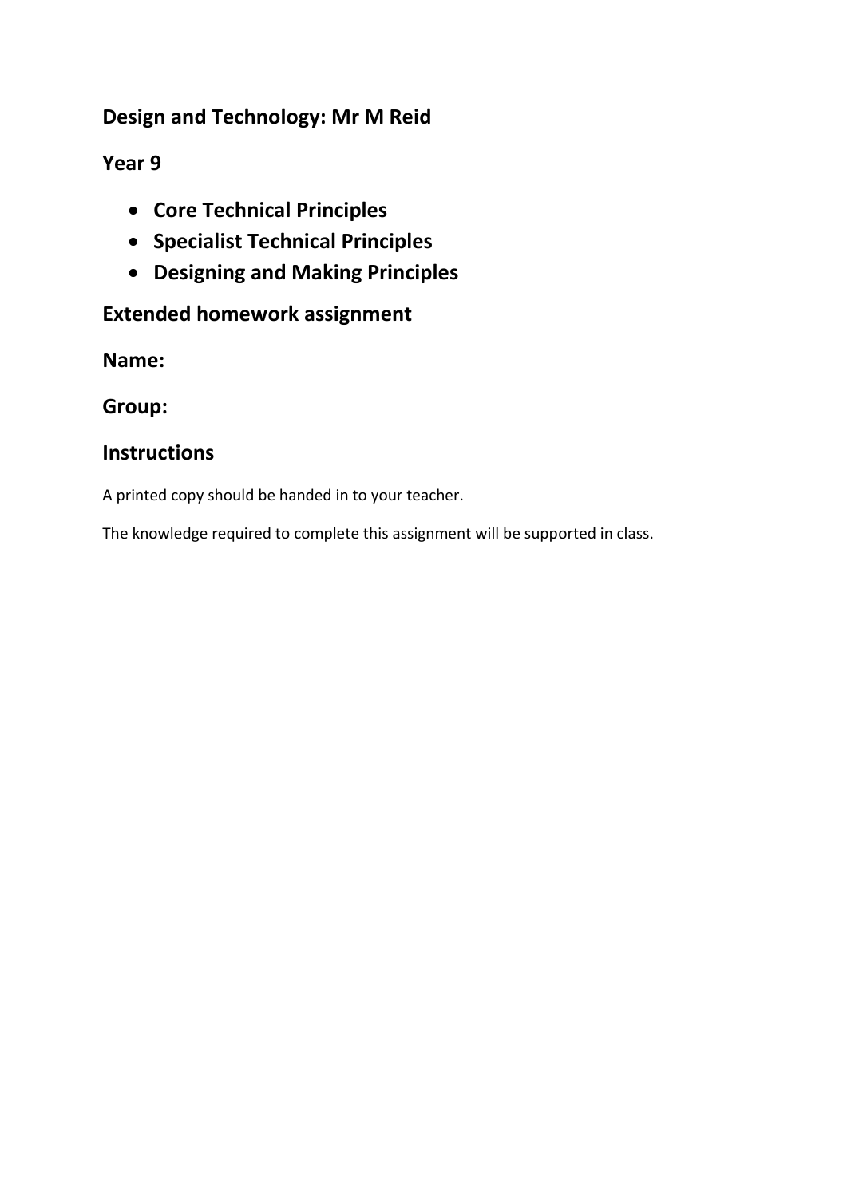## Design and Technology: Mr M Reid

## Year 9

- **Core Technical Principles**
- **Specialist Technical Principles**
- **Designing and Making Principles**

## Extended homework assignment

## Name:

## Group:

## Instructions

A printed copy should be handed in to your teacher.

The knowledge required to complete this assignment will be supported in class.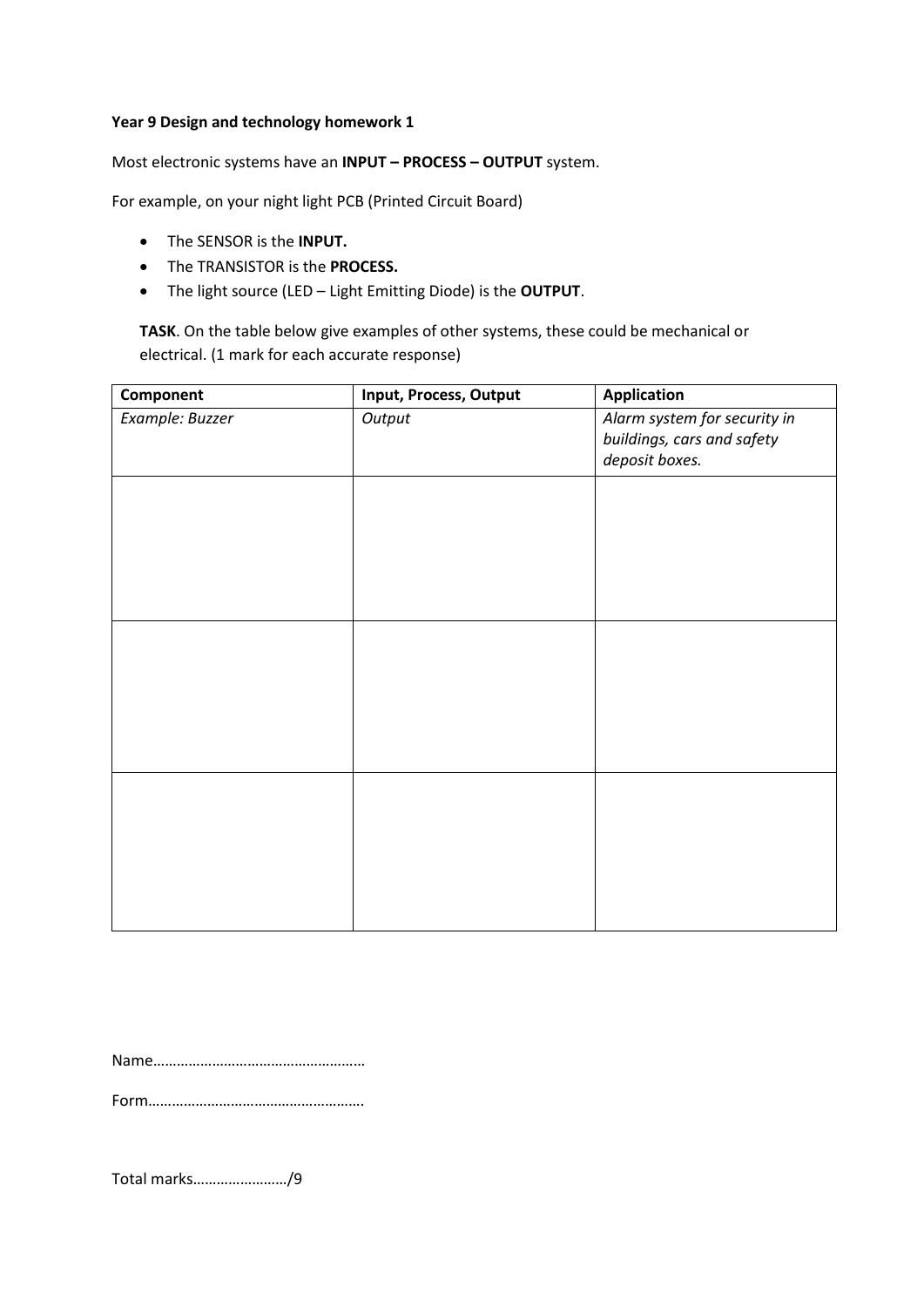**Year 9 Design and technology homework 1**

Most electronic systems have an **INPUT – PROCESS – OUTPUT** system.

For example, on your night light PCB (Printed Circuit Board)

- The SENSOR is the **INPUT.**
- The TRANSISTOR is the **PROCESS.**
- The light source (LED – Light Emitting Diode) is the **OUTPUT**.

**TASK**. On the table below give examples of other systems, these could be mechanical or electrical. (1 mark for each accurate response)

| Component | Input, Process, Output | Application |
|---|---|---|
| *Example: Buzzer* | *Output* | *Alarm system for security in buildings, cars and safety deposit boxes.* |
| | | |
| | | |
| | | |

Name………………………………………………

Form……………………………………………….

Total marks……………………/9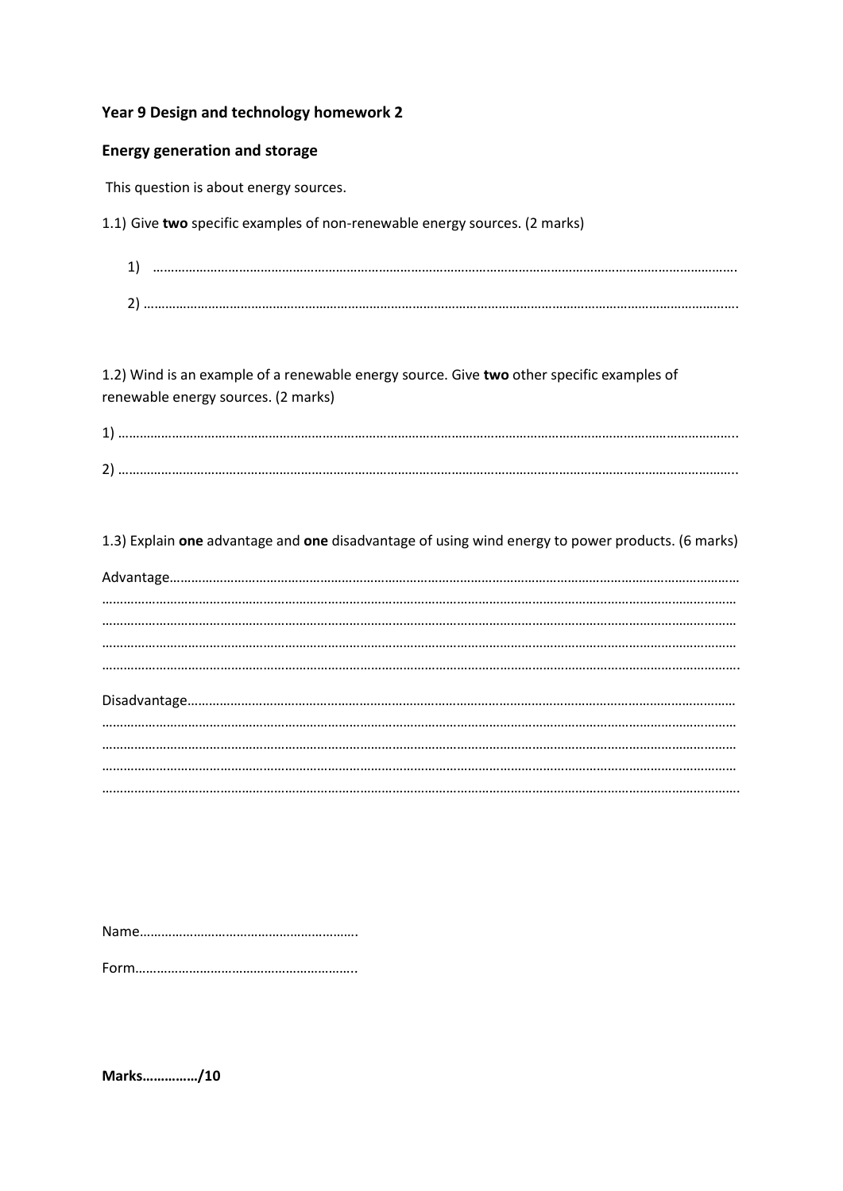**Year 9 Design and technology homework 2**

**Energy generation and storage**

This question is about energy sources.

1.1) Give **two** specific examples of non-renewable energy sources. (2 marks)

1) …………………………………………………………………………………………………………………………………………

2) …………………………………………………………………………………………………………………………………………

1.2) Wind is an example of a renewable energy source. Give **two** other specific examples of renewable energy sources. (2 marks)

1) …………………………………………………………………………………………………………………………………………

2) …………………………………………………………………………………………………………………………………………

1.3) Explain **one** advantage and **one** disadvantage of using wind energy to power products. (6 marks)

Advantage……………………………………………………………………………………………………………………………
……………………………………………………………………………………………………………………………………………
……………………………………………………………………………………………………………………………………………
……………………………………………………………………………………………………………………………………………
……………………………………………………………………………………………………………………………………………

Disadvantage…………………………………………………………………………………………………………………………
……………………………………………………………………………………………………………………………………………
……………………………………………………………………………………………………………………………………………
……………………………………………………………………………………………………………………………………………
……………………………………………………………………………………………………………………………………………

Name…………………………………………………….

Form…………………………………………………….

**Marks…………../10**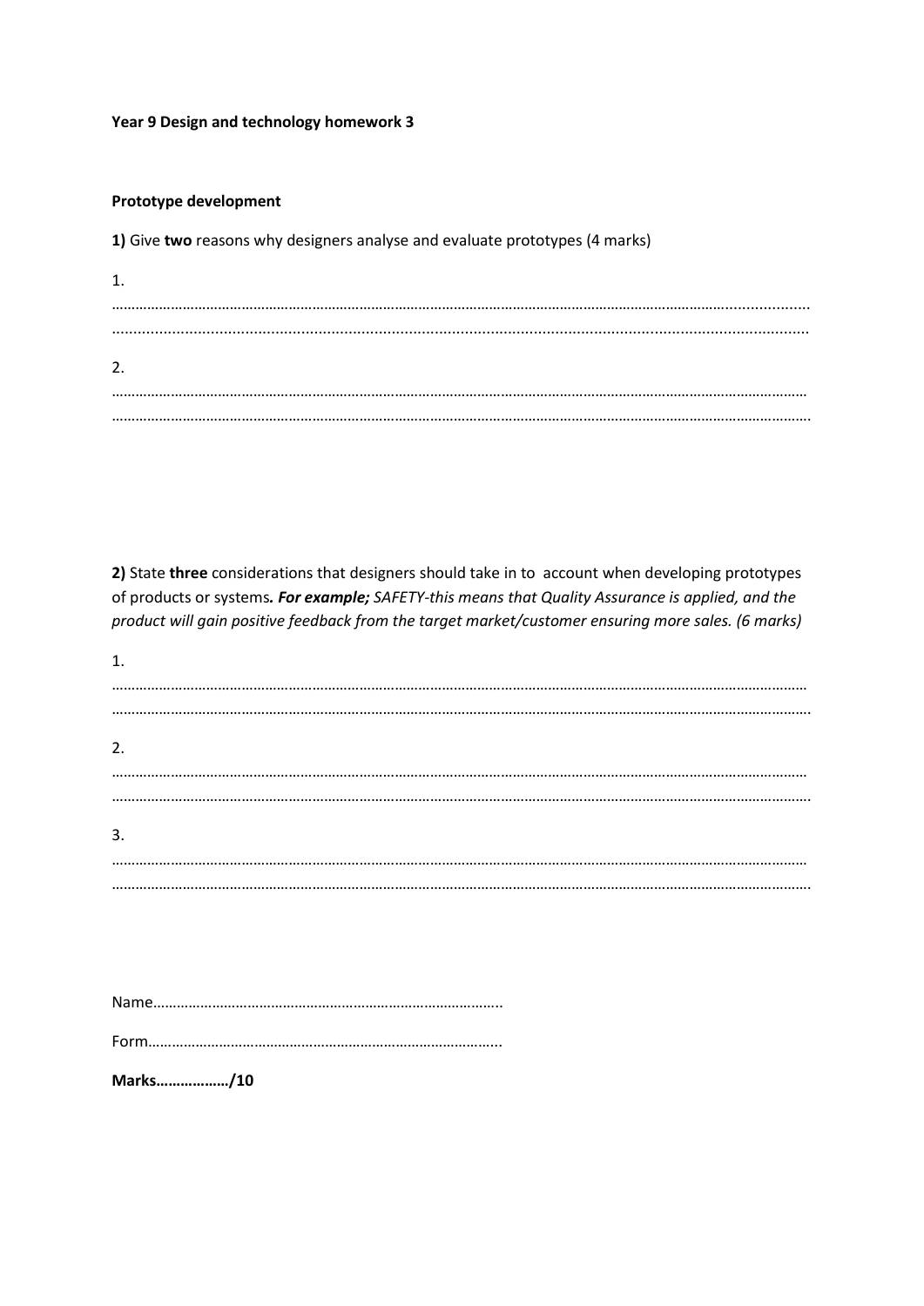**Year 9 Design and technology homework 3**

**Prototype development**

**1)** Give **two** reasons why designers analyse and evaluate prototypes (4 marks)

1.

……………………………………………………………………………………………………………………………………………………………

……………………………………………………………………………………………………………………………………………………………

2.

……………………………………………………………………………………………………………………………………………………………

……………………………………………………………………………………………………………………………………………………………

**2)** State **three** considerations that designers should take in to account when developing prototypes of products or systems***. For example;*** *SAFETY-this means that Quality Assurance is applied, and the product will gain positive feedback from the target market/customer ensuring more sales. (6 marks)*

1.

……………………………………………………………………………………………………………………………………………………………

……………………………………………………………………………………………………………………………………………………………

2.

……………………………………………………………………………………………………………………………………………………………

……………………………………………………………………………………………………………………………………………………………

3.

……………………………………………………………………………………………………………………………………………………………

……………………………………………………………………………………………………………………………………………………………

Name……………………………………………………………………………..

Form……………………………………………………………………………..

**Marks………………/10**